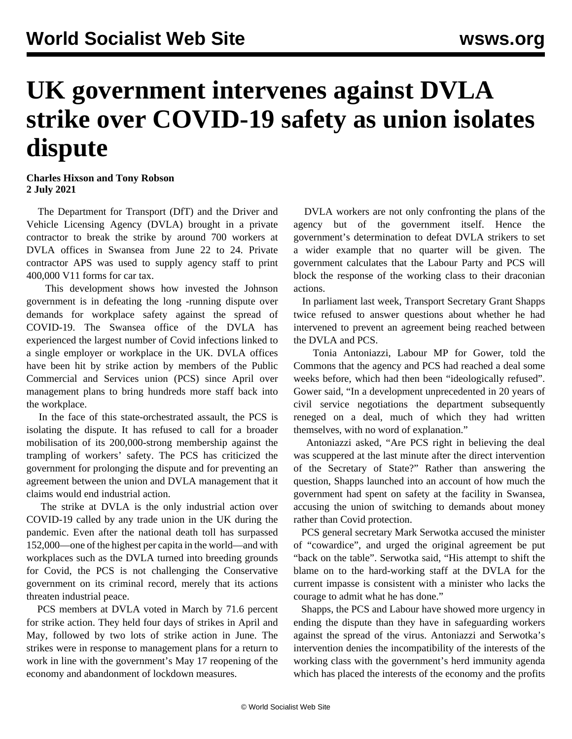# UK government intervenes against DVLA strike over COVID-19 safety as union isolates dispute

**Charles Hixson and Tony Robson**
**2 July 2021**

The Department for Transport (DfT) and the Driver and Vehicle Licensing Agency (DVLA) brought in a private contractor to break the strike by around 700 workers at DVLA offices in Swansea from June 22 to 24. Private contractor APS was used to supply agency staff to print 400,000 V11 forms for car tax.

This development shows how invested the Johnson government is in defeating the long -running dispute over demands for workplace safety against the spread of COVID-19. The Swansea office of the DVLA has experienced the largest number of Covid infections linked to a single employer or workplace in the UK. DVLA offices have been hit by strike action by members of the Public Commercial and Services union (PCS) since April over management plans to bring hundreds more staff back into the workplace.

In the face of this state-orchestrated assault, the PCS is isolating the dispute. It has refused to call for a broader mobilisation of its 200,000-strong membership against the trampling of workers' safety. The PCS has criticized the government for prolonging the dispute and for preventing an agreement between the union and DVLA management that it claims would end industrial action.

The strike at DVLA is the only industrial action over COVID-19 called by any trade union in the UK during the pandemic. Even after the national death toll has surpassed 152,000—one of the highest per capita in the world—and with workplaces such as the DVLA turned into breeding grounds for Covid, the PCS is not challenging the Conservative government on its criminal record, merely that its actions threaten industrial peace.

PCS members at DVLA voted in March by 71.6 percent for strike action. They held four days of strikes in April and May, followed by two lots of strike action in June. The strikes were in response to management plans for a return to work in line with the government's May 17 reopening of the economy and abandonment of lockdown measures.

DVLA workers are not only confronting the plans of the agency but of the government itself. Hence the government's determination to defeat DVLA strikers to set a wider example that no quarter will be given. The government calculates that the Labour Party and PCS will block the response of the working class to their draconian actions.

In parliament last week, Transport Secretary Grant Shapps twice refused to answer questions about whether he had intervened to prevent an agreement being reached between the DVLA and PCS.

Tonia Antoniazzi, Labour MP for Gower, told the Commons that the agency and PCS had reached a deal some weeks before, which had then been "ideologically refused". Gower said, "In a development unprecedented in 20 years of civil service negotiations the department subsequently reneged on a deal, much of which they had written themselves, with no word of explanation."

Antoniazzi asked, "Are PCS right in believing the deal was scuppered at the last minute after the direct intervention of the Secretary of State?" Rather than answering the question, Shapps launched into an account of how much the government had spent on safety at the facility in Swansea, accusing the union of switching to demands about money rather than Covid protection.

PCS general secretary Mark Serwotka accused the minister of "cowardice", and urged the original agreement be put "back on the table". Serwotka said, "His attempt to shift the blame on to the hard-working staff at the DVLA for the current impasse is consistent with a minister who lacks the courage to admit what he has done."

Shapps, the PCS and Labour have showed more urgency in ending the dispute than they have in safeguarding workers against the spread of the virus. Antoniazzi and Serwotka's intervention denies the incompatibility of the interests of the working class with the government's herd immunity agenda which has placed the interests of the economy and the profits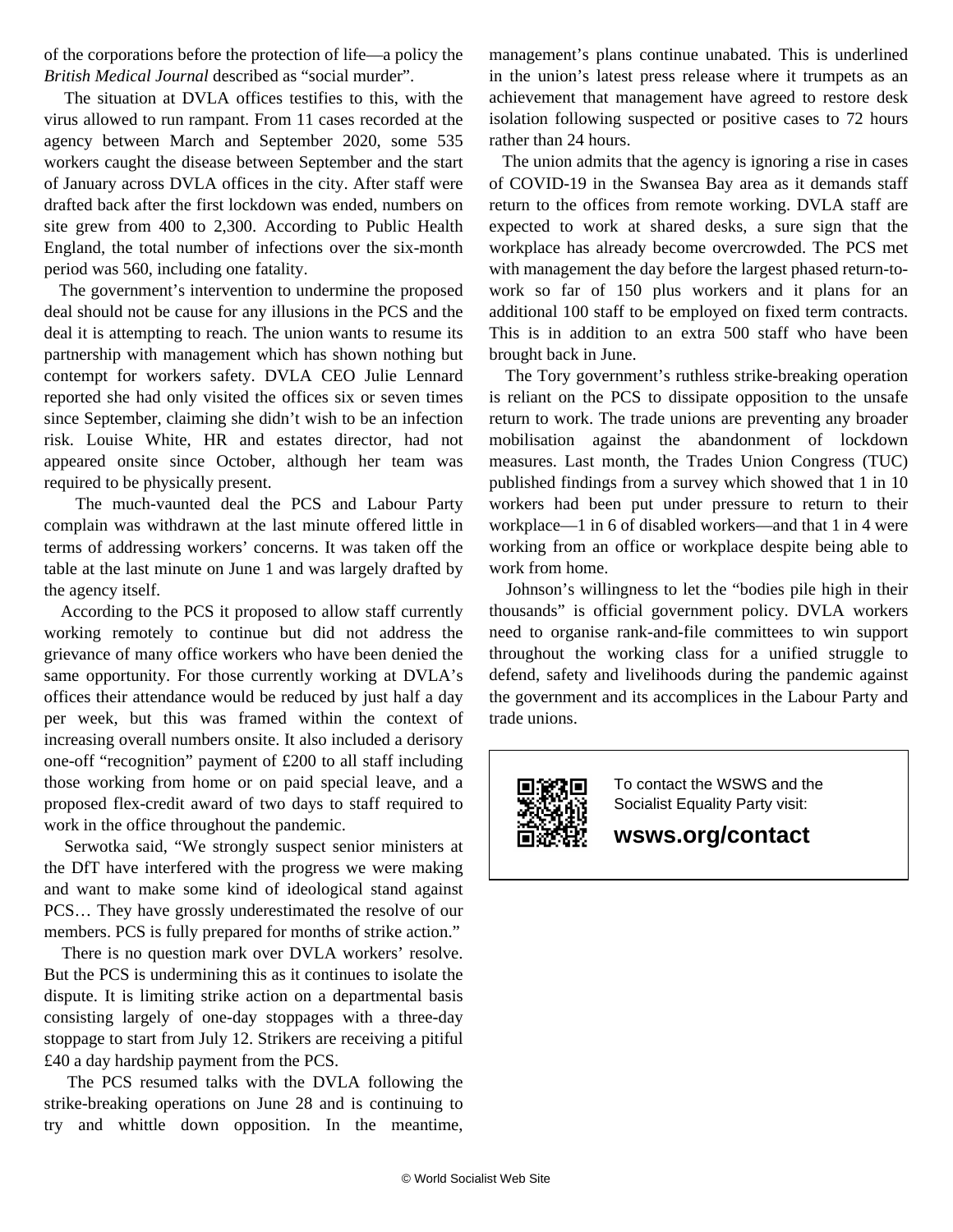of the corporations before the protection of life—a policy the *British Medical Journal* described as "social murder".

The situation at DVLA offices testifies to this, with the virus allowed to run rampant. From 11 cases recorded at the agency between March and September 2020, some 535 workers caught the disease between September and the start of January across DVLA offices in the city. After staff were drafted back after the first lockdown was ended, numbers on site grew from 400 to 2,300. According to Public Health England, the total number of infections over the six-month period was 560, including one fatality.

The government's intervention to undermine the proposed deal should not be cause for any illusions in the PCS and the deal it is attempting to reach. The union wants to resume its partnership with management which has shown nothing but contempt for workers safety. DVLA CEO Julie Lennard reported she had only visited the offices six or seven times since September, claiming she didn't wish to be an infection risk. Louise White, HR and estates director, had not appeared onsite since October, although her team was required to be physically present.

The much-vaunted deal the PCS and Labour Party complain was withdrawn at the last minute offered little in terms of addressing workers' concerns. It was taken off the table at the last minute on June 1 and was largely drafted by the agency itself.

According to the PCS it proposed to allow staff currently working remotely to continue but did not address the grievance of many office workers who have been denied the same opportunity. For those currently working at DVLA's offices their attendance would be reduced by just half a day per week, but this was framed within the context of increasing overall numbers onsite. It also included a derisory one-off "recognition" payment of £200 to all staff including those working from home or on paid special leave, and a proposed flex-credit award of two days to staff required to work in the office throughout the pandemic.

Serwotka said, "We strongly suspect senior ministers at the DfT have interfered with the progress we were making and want to make some kind of ideological stand against PCS… They have grossly underestimated the resolve of our members. PCS is fully prepared for months of strike action."

There is no question mark over DVLA workers' resolve. But the PCS is undermining this as it continues to isolate the dispute. It is limiting strike action on a departmental basis consisting largely of one-day stoppages with a three-day stoppage to start from July 12. Strikers are receiving a pitiful £40 a day hardship payment from the PCS.

The PCS resumed talks with the DVLA following the strike-breaking operations on June 28 and is continuing to try and whittle down opposition. In the meantime, management's plans continue unabated. This is underlined in the union's latest press release where it trumpets as an achievement that management have agreed to restore desk isolation following suspected or positive cases to 72 hours rather than 24 hours.

The union admits that the agency is ignoring a rise in cases of COVID-19 in the Swansea Bay area as it demands staff return to the offices from remote working. DVLA staff are expected to work at shared desks, a sure sign that the workplace has already become overcrowded. The PCS met with management the day before the largest phased return-to-work so far of 150 plus workers and it plans for an additional 100 staff to be employed on fixed term contracts. This is in addition to an extra 500 staff who have been brought back in June.

The Tory government's ruthless strike-breaking operation is reliant on the PCS to dissipate opposition to the unsafe return to work. The trade unions are preventing any broader mobilisation against the abandonment of lockdown measures. Last month, the Trades Union Congress (TUC) published findings from a survey which showed that 1 in 10 workers had been put under pressure to return to their workplace—1 in 6 of disabled workers—and that 1 in 4 were working from an office or workplace despite being able to work from home.

Johnson's willingness to let the "bodies pile high in their thousands" is official government policy. DVLA workers need to organise rank-and-file committees to win support throughout the working class for a unified struggle to defend, safety and livelihoods during the pandemic against the government and its accomplices in the Labour Party and trade unions.

To contact the WSWS and the Socialist Equality Party visit:

**wsws.org/contact**